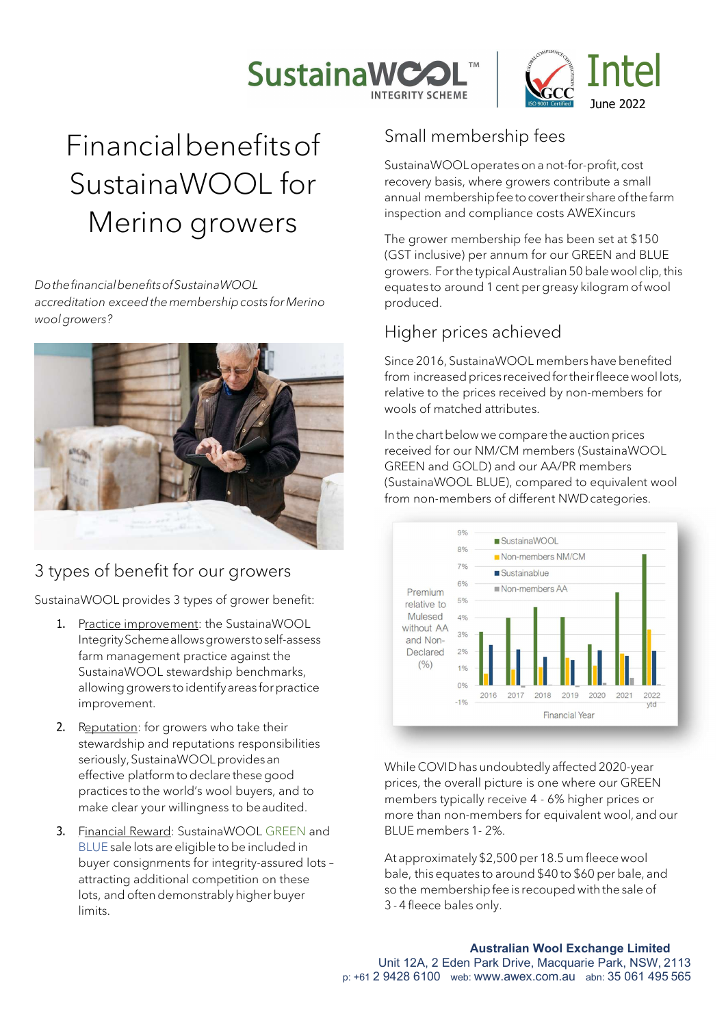SustainaWOOL™ INTEGRITY SCHEME | GCC | Intel June 2022

# Financial benefits of SustainaWOOL for Merino growers

*Do the financial benefits of SustainaWOOL accreditation exceed the membership costs for Merino wool growers?*

## 3 types of benefit for our growers

SustainaWOOL provides 3 types of grower benefit:

1. Practice improvement: the SustainaWOOL Integrity Scheme allows growers to self-assess farm management practice against the SustainaWOOL stewardship benchmarks, allowing growers to identify areas for practice improvement.
2. Reputation: for growers who take their stewardship and reputations responsibilities seriously, SustainaWOOL provides an effective platform to declare these good practices to the world's wool buyers, and to make clear your willingness to be audited.
3. Financial Reward: SustainaWOOL GREEN and BLUE sale lots are eligible to be included in buyer consignments for integrity-assured lots – attracting additional competition on these lots, and often demonstrably higher buyer limits.

## Small membership fees

SustainaWOOL operates on a not-for-profit, cost recovery basis, where growers contribute a small annual membership fee to cover their share of the farm inspection and compliance costs AWEX incurs

The grower membership fee has been set at $150 (GST inclusive) per annum for our GREEN and BLUE growers. For the typical Australian 50 bale wool clip, this equates to around 1 cent per greasy kilogram of wool produced.

## Higher prices achieved

Since 2016, SustainaWOOL members have benefited from increased prices received for their fleece wool lots, relative to the prices received by non-members for wools of matched attributes.

In the chart below we compare the auction prices received for our NM/CM members (SustainaWOOL GREEN and GOLD) and our AA/PR members (SustainaWOOL BLUE), compared to equivalent wool from non-members of different NWD categories.

While COVID has undoubtedly affected 2020-year prices, the overall picture is one where our GREEN members typically receive 4 - 6% higher prices or more than non-members for equivalent wool, and our BLUE members 1 - 2%.

At approximately $2,500 per 18.5 um fleece wool bale, this equates to around $40 to $60 per bale, and so the membership fee is recouped with the sale of 3 - 4 fleece bales only.

**Australian Wool Exchange Limited**
Unit 12A, 2 Eden Park Drive, Macquarie Park, NSW, 2113
p: +61 2 9428 6100 web: www.awex.com.au abn: 35 061 495 565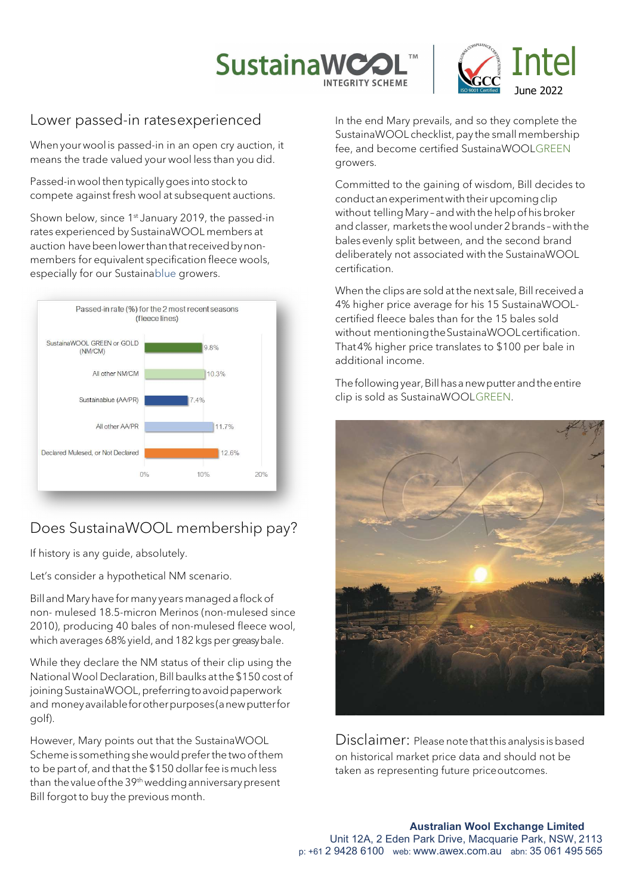SustainaWOOL™ INTEGRITY SCHEME

Intel
June 2022

## Lower passed-in rates experienced

When your wool is passed-in in an open cry auction, it means the trade valued your wool less than you did.

Passed-in wool then typically goes into stock to compete against fresh wool at subsequent auctions.

Shown below, since 1st January 2019, the passed-in rates experienced by SustainaWOOL members at auction have been lower than that received by non-members for equivalent specification fleece wools, especially for our Sustainablue growers.

Passed-in rate (%) for the 2 most recent seasons (fleece lines)

SustainaWOOL GREEN or GOLD (NM/CM)
9.8%
All other NM/CM
10.3%
Sustainablue (AA/PR)
7.4%
All other AA/PR
11.7%
Declared Mulesed, or Not Declared
12.6%
0%
10%
20%

## Does SustainaWOOL membership pay?

If history is any guide, absolutely.

Let's consider a hypothetical NM scenario.

Bill and Mary have for many years managed a flock of non- mulesed 18.5-micron Merinos (non-mulesed since 2010), producing 40 bales of non-mulesed fleece wool, which averages 68% yield, and 182 kgs per greasy bale.

While they declare the NM status of their clip using the National Wool Declaration, Bill baulks at the $150 cost of joining SustainaWOOL, preferring to avoid paperwork and money available for other purposes (a new putter for golf).

However, Mary points out that the SustainaWOOL Scheme is something she would prefer the two of them to be part of, and that the $150 dollar fee is much less than the value of the 39th wedding anniversary present Bill forgot to buy the previous month.

In the end Mary prevails, and so they complete the SustainaWOOL checklist, pay the small membership fee, and become certified SustainaWOOLGREEN growers.

Committed to the gaining of wisdom, Bill decides to conduct an experiment with their upcoming clip without telling Mary – and with the help of his broker and classer, markets the wool under 2 brands – with the bales evenly split between, and the second brand deliberately not associated with the SustainaWOOL certification.

When the clips are sold at the next sale, Bill received a 4% higher price average for his 15 SustainaWOOL-certified fleece bales than for the 15 bales sold without mentioning the SustainaWOOL certification. That 4% higher price translates to $100 per bale in additional income.

The following year, Bill has a new putter and the entire clip is sold as SustainaWOOLGREEN.

Disclaimer: Please note that this analysis is based on historical market price data and should not be taken as representing future price outcomes.

**Australian Wool Exchange Limited**
Unit 12A, 2 Eden Park Drive, Macquarie Park, NSW, 2113
p: +61 2 9428 6100 web: www.awex.com.au abn: 35 061 495 565